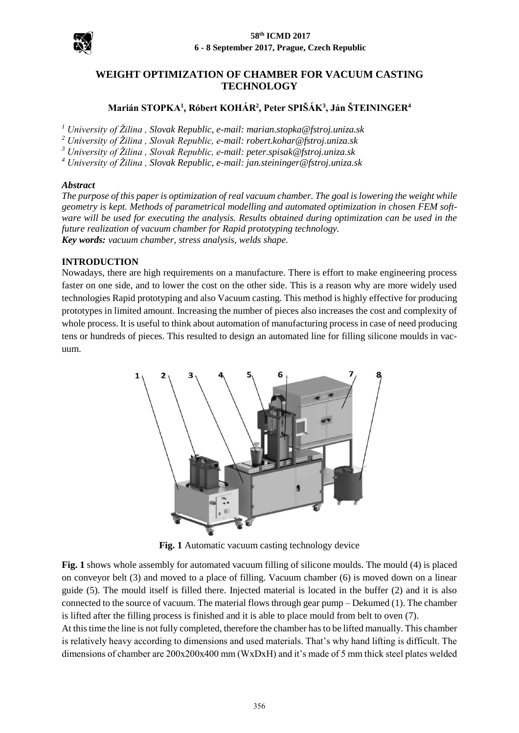# WEIGHT OPTIMIZATION OF CHAMBER FOR VACUUM CASTING TECHNOLOGY

**Marián STOPKA[1], Róbert KOHÁR[2], Peter SPIŠÁK[3], Ján ŠTEININGER[4]**

[1] *University of Žilina , Slovak Republic, e-mail: marian.stopka@fstroj.uniza.sk*
[2] *University of Žilina , Slovak Republic, e-mail: robert.kohar@fstroj.uniza.sk*
[3] *University of Žilina , Slovak Republic, e-mail: peter.spisak@fstroj.uniza.sk*
[4] *University of Žilina , Slovak Republic, e-mail: jan.steininger@fstroj.uniza.sk*

***Abstract***

*The purpose of this paper is optimization of real vacuum chamber. The goal is lowering the weight while geometry is kept. Methods of parametrical modelling and automated optimization in chosen FEM software will be used for executing the analysis. Results obtained during optimization can be used in the future realization of vacuum chamber for Rapid prototyping technology.*

***Key words:*** *vacuum chamber, stress analysis, welds shape.*

## INTRODUCTION

Nowadays, there are high requirements on a manufacture. There is effort to make engineering process faster on one side, and to lower the cost on the other side. This is a reason why are more widely used technologies Rapid prototyping and also Vacuum casting. This method is highly effective for producing prototypes in limited amount. Increasing the number of pieces also increases the cost and complexity of whole process. It is useful to think about automation of manufacturing process in case of need producing tens or hundreds of pieces. This resulted to design an automated line for filling silicone moulds in vacuum.

**Fig. 1** Automatic vacuum casting technology device

**Fig. 1** shows whole assembly for automated vacuum filling of silicone moulds. The mould (4) is placed on conveyor belt (3) and moved to a place of filling. Vacuum chamber (6) is moved down on a linear guide (5). The mould itself is filled there. Injected material is located in the buffer (2) and it is also connected to the source of vacuum. The material flows through gear pump – Dekumed (1). The chamber is lifted after the filling process is finished and it is able to place mould from belt to oven (7).

At this time the line is not fully completed, therefore the chamber has to be lifted manually. This chamber is relatively heavy according to dimensions and used materials. That's why hand lifting is difficult. The dimensions of chamber are 200x200x400 mm (WxDxH) and it's made of 5 mm thick steel plates welded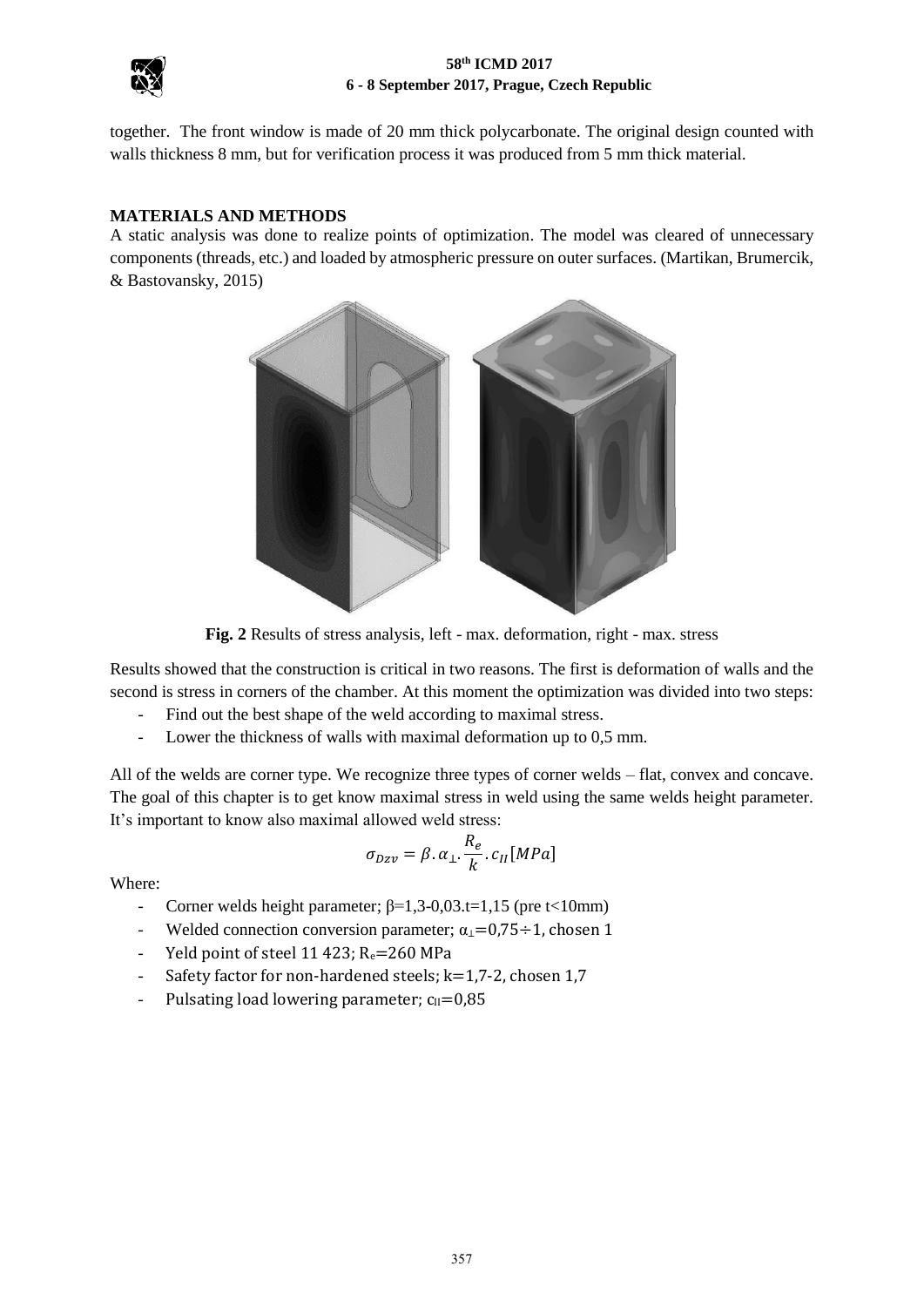together. The front window is made of 20 mm thick polycarbonate. The original design counted with walls thickness 8 mm, but for verification process it was produced from 5 mm thick material.

## MATERIALS AND METHODS

A static analysis was done to realize points of optimization. The model was cleared of unnecessary components (threads, etc.) and loaded by atmospheric pressure on outer surfaces. (Martikan, Brumercik, & Bastovansky, 2015)

**Fig. 2** Results of stress analysis, left - max. deformation, right - max. stress

Results showed that the construction is critical in two reasons. The first is deformation of walls and the second is stress in corners of the chamber. At this moment the optimization was divided into two steps:

- Find out the best shape of the weld according to maximal stress.
- Lower the thickness of walls with maximal deformation up to 0,5 mm.

All of the welds are corner type. We recognize three types of corner welds – flat, convex and concave. The goal of this chapter is to get know maximal stress in weld using the same welds height parameter. It's important to know also maximal allowed weld stress:

$$\sigma_{Dzv} = \beta . \alpha_{\perp} . \frac{R_e}{k} . c_{II} [MPa]$$

Where:

- Corner welds height parameter; $\beta$=1,3-0,03.t=1,15 (pre t<10mm)
- Welded connection conversion parameter; $\alpha_{\perp}$=0,75÷1, chosen 1
- Yeld point of steel 11 423; $R_e$=260 MPa
- Safety factor for non-hardened steels; k=1,7-2, chosen 1,7
- Pulsating load lowering parameter; $c_{II}$=0,85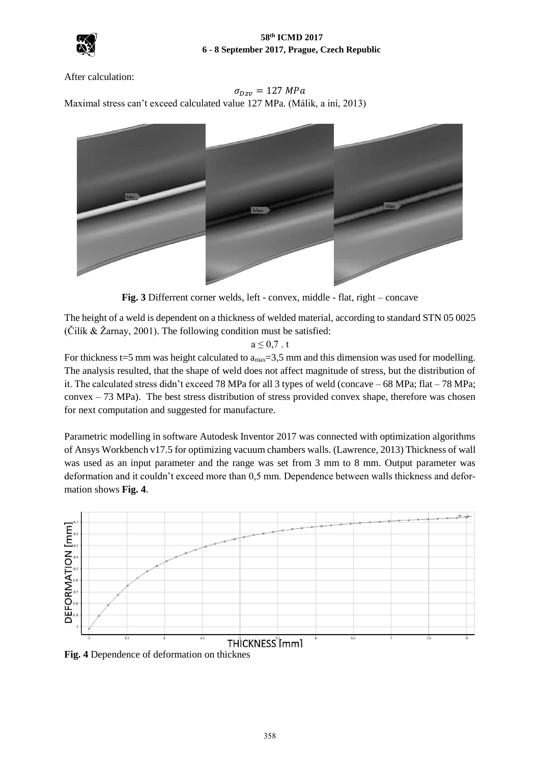After calculation:

$$\sigma_{Dzv} = 127\ MPa$$

Maximal stress can't exceed calculated value 127 MPa. (Málik, a iní, 2013)

**Fig. 3** Differrent corner welds, left - convex, middle - flat, right – concave

The height of a weld is dependent on a thickness of welded material, according to standard STN 05 0025 (Čilík & Žarnay, 2001). The following condition must be satisfied:

$$a \leq 0,7 \,.\, t$$

For thickness t=5 mm was height calculated to $a_{max}$=3,5 mm and this dimension was used for modelling. The analysis resulted, that the shape of weld does not affect magnitude of stress, but the distribution of it. The calculated stress didn't exceed 78 MPa for all 3 types of weld (concave – 68 MPa; flat – 78 MPa; convex – 73 MPa). The best stress distribution of stress provided convex shape, therefore was chosen for next computation and suggested for manufacture.

Parametric modelling in software Autodesk Inventor 2017 was connected with optimization algorithms of Ansys Workbench v17.5 for optimizing vacuum chambers walls. (Lawrence, 2013) Thickness of wall was used as an input parameter and the range was set from 3 mm to 8 mm. Output parameter was deformation and it couldn't exceed more than 0,5 mm. Dependence between walls thickness and deformation shows **Fig. 4**.

**Fig. 4** Dependence of deformation on thicknes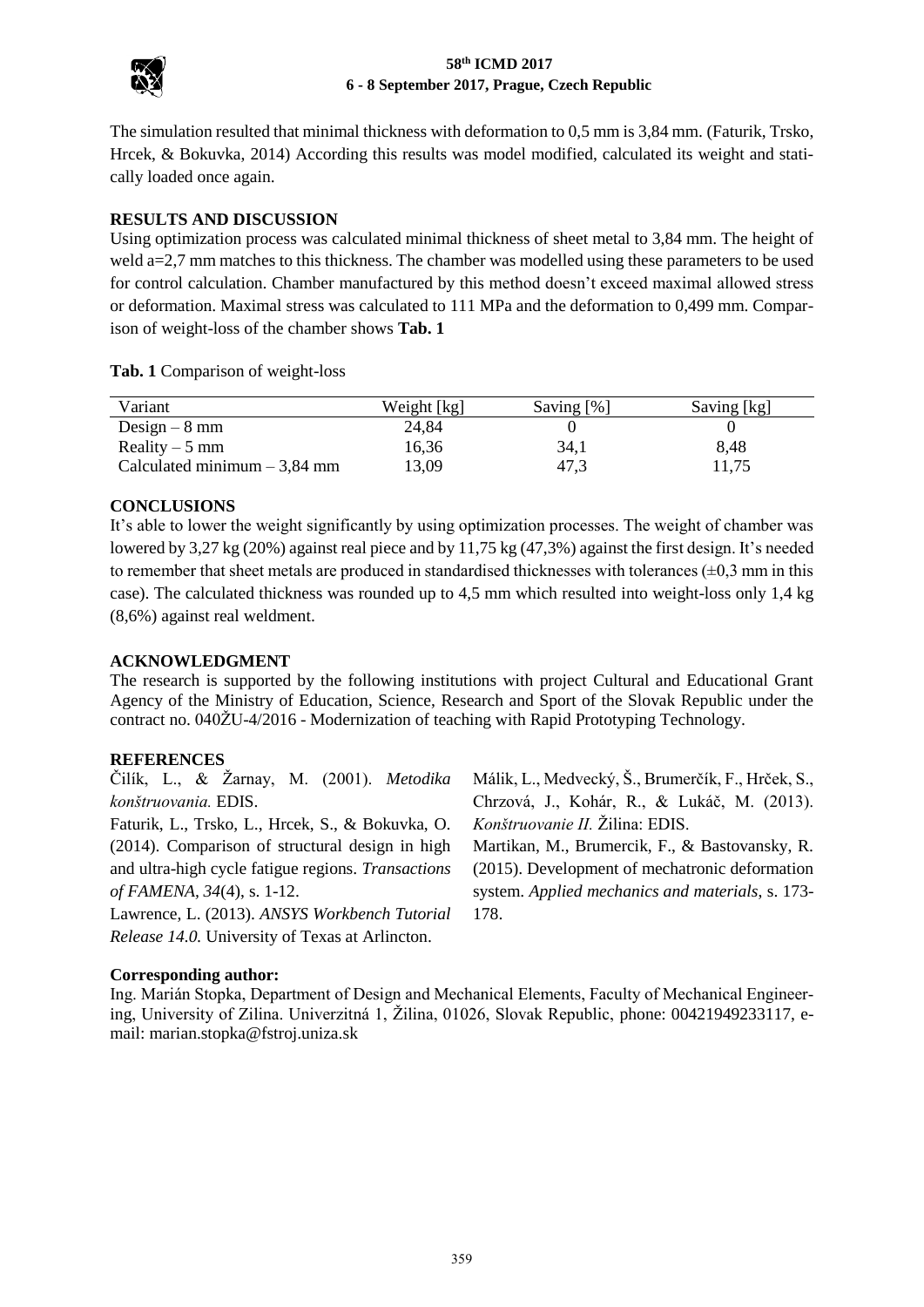The simulation resulted that minimal thickness with deformation to 0,5 mm is 3,84 mm. (Faturik, Trsko, Hrcek, & Bokuvka, 2014) According this results was model modified, calculated its weight and statically loaded once again.

## RESULTS AND DISCUSSION

Using optimization process was calculated minimal thickness of sheet metal to 3,84 mm. The height of weld a=2,7 mm matches to this thickness. The chamber was modelled using these parameters to be used for control calculation. Chamber manufactured by this method doesn't exceed maximal allowed stress or deformation. Maximal stress was calculated to 111 MPa and the deformation to 0,499 mm. Comparison of weight-loss of the chamber shows **Tab. 1**

**Tab. 1** Comparison of weight-loss

| Variant | Weight [kg] | Saving [%] | Saving [kg] |
|---|---|---|---|
| Design – 8 mm | 24,84 | 0 | 0 |
| Reality – 5 mm | 16,36 | 34,1 | 8,48 |
| Calculated minimum – 3,84 mm | 13,09 | 47,3 | 11,75 |

## CONCLUSIONS

It's able to lower the weight significantly by using optimization processes. The weight of chamber was lowered by 3,27 kg (20%) against real piece and by 11,75 kg (47,3%) against the first design. It's needed to remember that sheet metals are produced in standardised thicknesses with tolerances (±0,3 mm in this case). The calculated thickness was rounded up to 4,5 mm which resulted into weight-loss only 1,4 kg (8,6%) against real weldment.

## ACKNOWLEDGMENT

The research is supported by the following institutions with project Cultural and Educational Grant Agency of the Ministry of Education, Science, Research and Sport of the Slovak Republic under the contract no. 040ŽU-4/2016 - Modernization of teaching with Rapid Prototyping Technology.

## REFERENCES

Čilík, L., & Žarnay, M. (2001). *Metodika konštruovania.* EDIS.

Faturik, L., Trsko, L., Hrcek, S., & Bokuvka, O. (2014). Comparison of structural design in high and ultra-high cycle fatigue regions. *Transactions of FAMENA, 34*(4), s. 1-12.

Lawrence, L. (2013). *ANSYS Workbench Tutorial Release 14.0.* University of Texas at Arlincton.

Málik, L., Medvecký, Š., Brumerčík, F., Hrček, S., Chrzová, J., Kohár, R., & Lukáč, M. (2013). *Konštruovanie II.* Žilina: EDIS.

Martikan, M., Brumercik, F., & Bastovansky, R. (2015). Development of mechatronic deformation system. *Applied mechanics and materials*, s. 173-178.

**Corresponding author:**

Ing. Marián Stopka, Department of Design and Mechanical Elements, Faculty of Mechanical Engineering, University of Zilina. Univerzitná 1, Žilina, 01026, Slovak Republic, phone: 00421949233117, e-mail: marian.stopka@fstroj.uniza.sk